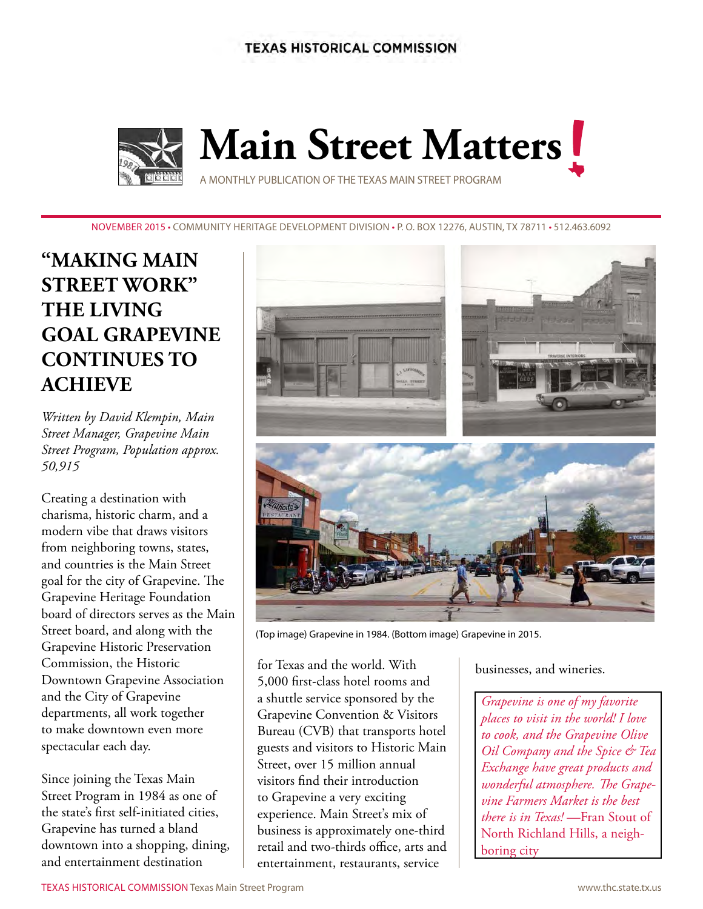TEXAS HISTORICAL COMMISSION

# Main Street Matters!

A MONTHLY PUBLICATION OF THE TEXAS MAIN STREET PROGRAM

NOVEMBER 2015 • COMMUNITY HERITAGE DEVELOPMENT DIVISION • P. O. BOX 12276, AUSTIN, TX 78711 • 512.463.6092

## "MAKING MAIN STREET WORK" THE LIVING GOAL GRAPEVINE CONTINUES TO ACHIEVE

*Written by David Klempin, Main Street Manager, Grapevine Main Street Program, Population approx. 50,915*

Creating a destination with charisma, historic charm, and a modern vibe that draws visitors from neighboring towns, states, and countries is the Main Street goal for the city of Grapevine. The Grapevine Heritage Foundation board of directors serves as the Main Street board, and along with the Grapevine Historic Preservation Commission, the Historic Downtown Grapevine Association and the City of Grapevine departments, all work together to make downtown even more spectacular each day.

Since joining the Texas Main Street Program in 1984 as one of the state's first self-initiated cities, Grapevine has turned a bland downtown into a shopping, dining, and entertainment destination for Texas and the world. With 5,000 first-class hotel rooms and a shuttle service sponsored by the Grapevine Convention & Visitors Bureau (CVB) that transports hotel guests and visitors to Historic Main Street, over 15 million annual visitors find their introduction to Grapevine a very exciting experience. Main Street's mix of business is approximately one-third retail and two-thirds office, arts and entertainment, restaurants, service businesses, and wineries.

(Top image) Grapevine in 1984. (Bottom image) Grapevine in 2015.

> *Grapevine is one of my favorite places to visit in the world! I love to cook, and the Grapevine Olive Oil Company and the Spice & Tea Exchange have great products and wonderful atmosphere. The Grapevine Farmers Market is the best there is in Texas!* —Fran Stout of North Richland Hills, a neighboring city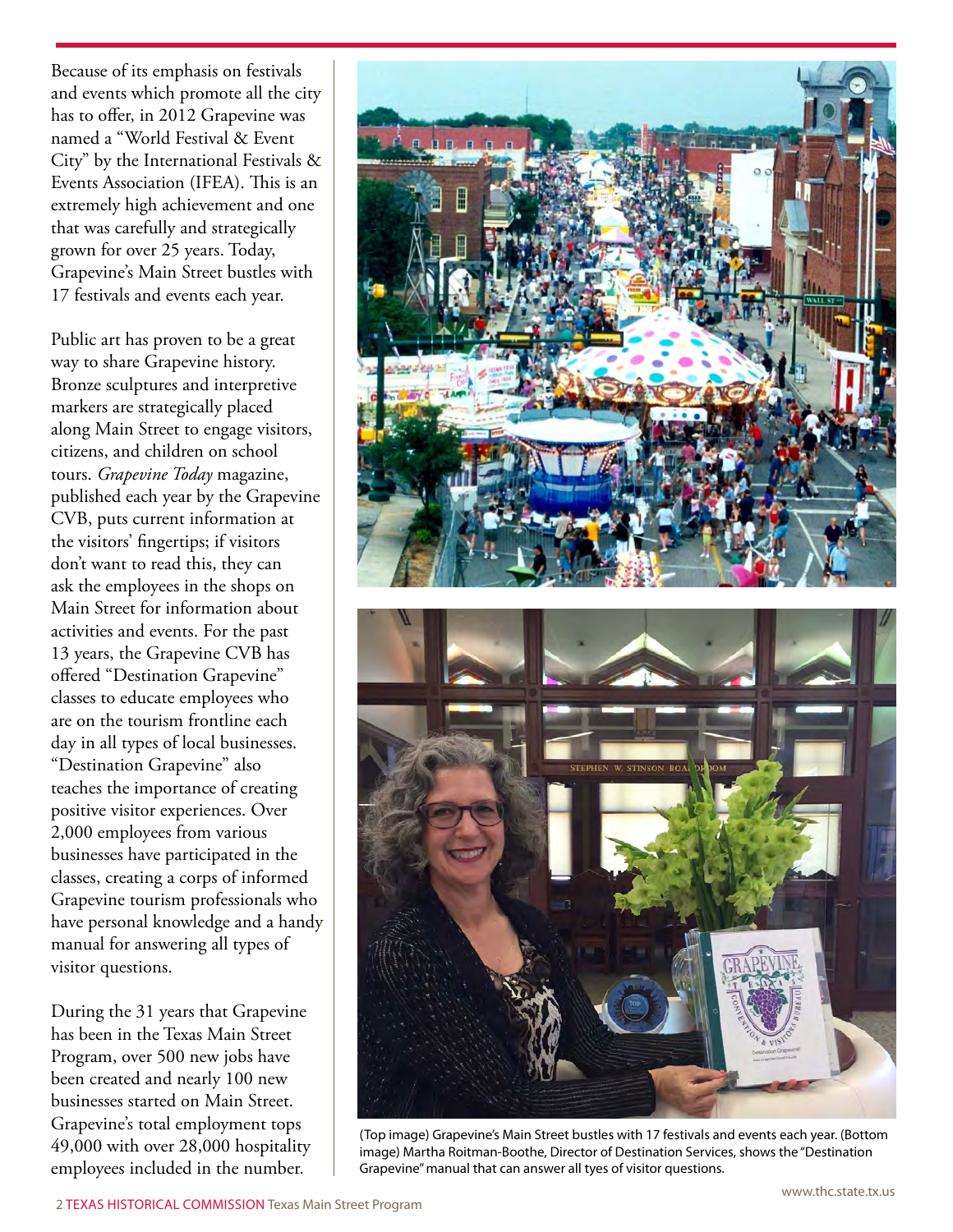Because of its emphasis on festivals and events which promote all the city has to offer, in 2012 Grapevine was named a "World Festival & Event City" by the International Festivals & Events Association (IFEA). This is an extremely high achievement and one that was carefully and strategically grown for over 25 years. Today, Grapevine's Main Street bustles with 17 festivals and events each year.

Public art has proven to be a great way to share Grapevine history. Bronze sculptures and interpretive markers are strategically placed along Main Street to engage visitors, citizens, and children on school tours. *Grapevine Today* magazine, published each year by the Grapevine CVB, puts current information at the visitors' fingertips; if visitors don't want to read this, they can ask the employees in the shops on Main Street for information about activities and events. For the past 13 years, the Grapevine CVB has offered "Destination Grapevine" classes to educate employees who are on the tourism frontline each day in all types of local businesses. "Destination Grapevine" also teaches the importance of creating positive visitor experiences. Over 2,000 employees from various businesses have participated in the classes, creating a corps of informed Grapevine tourism professionals who have personal knowledge and a handy manual for answering all types of visitor questions.

During the 31 years that Grapevine has been in the Texas Main Street Program, over 500 new jobs have been created and nearly 100 new businesses started on Main Street. Grapevine's total employment tops 49,000 with over 28,000 hospitality employees included in the number.

(Top image) Grapevine's Main Street bustles with 17 festivals and events each year. (Bottom image) Martha Roitman-Boothe, Director of Destination Services, shows the "Destination Grapevine" manual that can answer all tyes of visitor questions.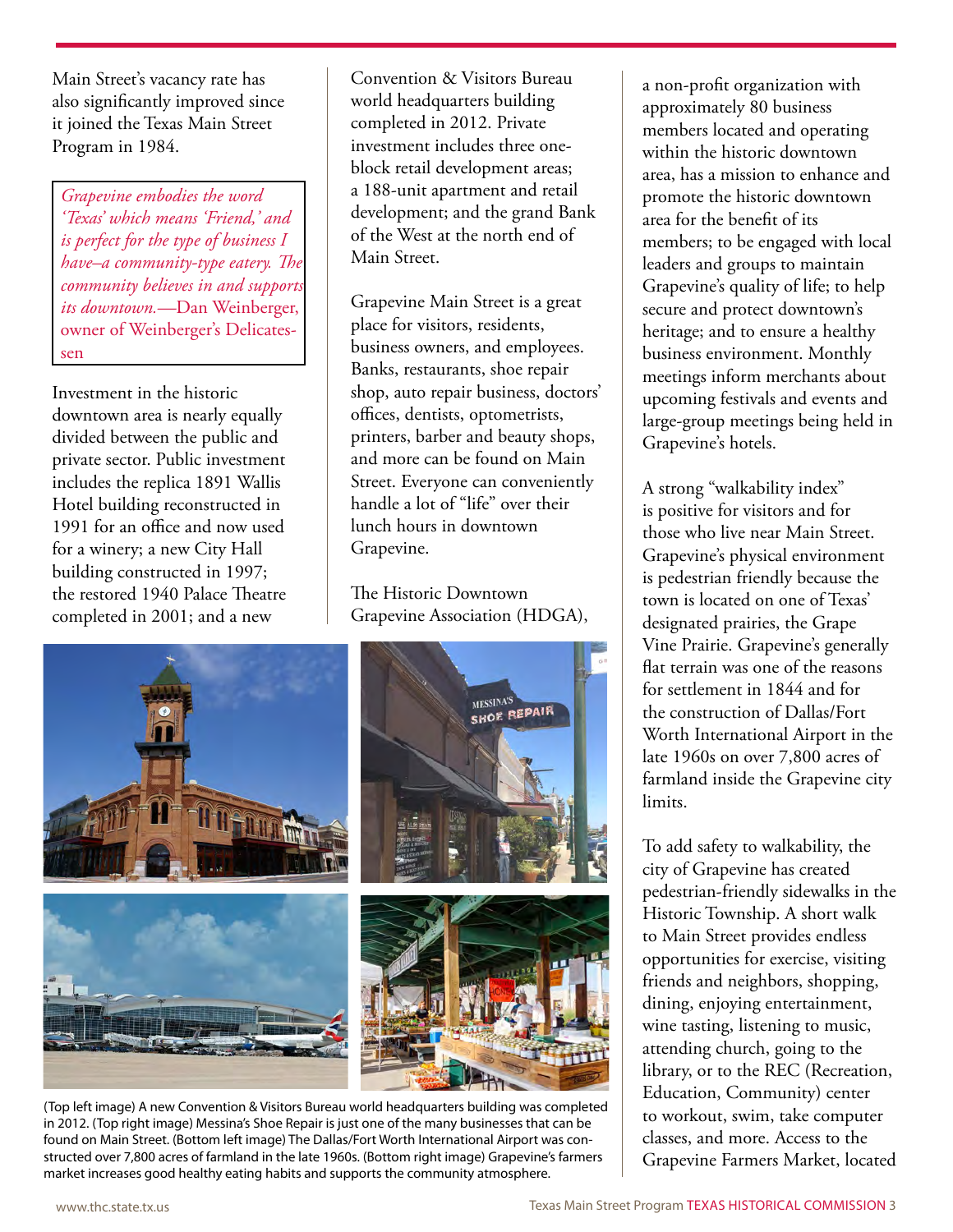Main Street's vacancy rate has also significantly improved since it joined the Texas Main Street Program in 1984.

> *Grapevine embodies the word 'Texas' which means 'Friend,' and is perfect for the type of business I have–a community-type eatery. The community believes in and supports its downtown.*—Dan Weinberger, owner of Weinberger's Delicatessen

Investment in the historic downtown area is nearly equally divided between the public and private sector. Public investment includes the replica 1891 Wallis Hotel building reconstructed in 1991 for an office and now used for a winery; a new City Hall building constructed in 1997; the restored 1940 Palace Theatre completed in 2001; and a new Convention & Visitors Bureau world headquarters building completed in 2012. Private investment includes three one-block retail development areas; a 188-unit apartment and retail development; and the grand Bank of the West at the north end of Main Street.

Grapevine Main Street is a great place for visitors, residents, business owners, and employees. Banks, restaurants, shoe repair shop, auto repair business, doctors' offices, dentists, optometrists, printers, barber and beauty shops, and more can be found on Main Street. Everyone can conveniently handle a lot of "life" over their lunch hours in downtown Grapevine.

The Historic Downtown Grapevine Association (HDGA), a non-profit organization with approximately 80 business members located and operating within the historic downtown area, has a mission to enhance and promote the historic downtown area for the benefit of its members; to be engaged with local leaders and groups to maintain Grapevine's quality of life; to help secure and protect downtown's heritage; and to ensure a healthy business environment. Monthly meetings inform merchants about upcoming festivals and events and large-group meetings being held in Grapevine's hotels.

A strong "walkability index" is positive for visitors and for those who live near Main Street. Grapevine's physical environment is pedestrian friendly because the town is located on one of Texas' designated prairies, the Grape Vine Prairie. Grapevine's generally flat terrain was one of the reasons for settlement in 1844 and for the construction of Dallas/Fort Worth International Airport in the late 1960s on over 7,800 acres of farmland inside the Grapevine city limits.

To add safety to walkability, the city of Grapevine has created pedestrian-friendly sidewalks in the Historic Township. A short walk to Main Street provides endless opportunities for exercise, visiting friends and neighbors, shopping, dining, enjoying entertainment, wine tasting, listening to music, attending church, going to the library, or to the REC (Recreation, Education, Community) center to workout, swim, take computer classes, and more. Access to the Grapevine Farmers Market, located

(Top left image) A new Convention & Visitors Bureau world headquarters building was completed in 2012. (Top right image) Messina's Shoe Repair is just one of the many businesses that can be found on Main Street. (Bottom left image) The Dallas/Fort Worth International Airport was constructed over 7,800 acres of farmland in the late 1960s. (Bottom right image) Grapevine's farmers market increases good healthy eating habits and supports the community atmosphere.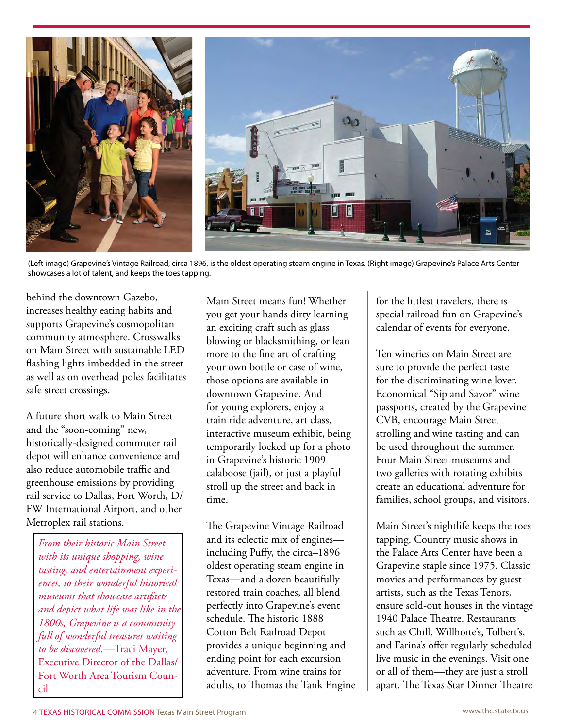(Left image) Grapevine's Vintage Railroad, circa 1896, is the oldest operating steam engine in Texas. (Right image) Grapevine's Palace Arts Center showcases a lot of talent, and keeps the toes tapping.

behind the downtown Gazebo, increases healthy eating habits and supports Grapevine's cosmopolitan community atmosphere. Crosswalks on Main Street with sustainable LED flashing lights imbedded in the street as well as on overhead poles facilitates safe street crossings.

A future short walk to Main Street and the "soon-coming" new, historically-designed commuter rail depot will enhance convenience and also reduce automobile traffic and greenhouse emissions by providing rail service to Dallas, Fort Worth, D/FW International Airport, and other Metroplex rail stations.

> *From their historic Main Street with its unique shopping, wine tasting, and entertainment experiences, to their wonderful historical museums that showcase artifacts and depict what life was like in the 1800s, Grapevine is a community full of wonderful treasures waiting to be discovered.*—Traci Mayer, Executive Director of the Dallas/Fort Worth Area Tourism Council

Main Street means fun! Whether you get your hands dirty learning an exciting craft such as glass blowing or blacksmithing, or lean more to the fine art of crafting your own bottle or case of wine, those options are available in downtown Grapevine. And for young explorers, enjoy a train ride adventure, art class, interactive museum exhibit, being temporarily locked up for a photo in Grapevine's historic 1909 calaboose (jail), or just a playful stroll up the street and back in time.

The Grapevine Vintage Railroad and its eclectic mix of engines—including Puffy, the circa–1896 oldest operating steam engine in Texas—and a dozen beautifully restored train coaches, all blend perfectly into Grapevine's event schedule. The historic 1888 Cotton Belt Railroad Depot provides a unique beginning and ending point for each excursion adventure. From wine trains for adults, to Thomas the Tank Engine for the littlest travelers, there is special railroad fun on Grapevine's calendar of events for everyone.

Ten wineries on Main Street are sure to provide the perfect taste for the discriminating wine lover. Economical "Sip and Savor" wine passports, created by the Grapevine CVB, encourage Main Street strolling and wine tasting and can be used throughout the summer. Four Main Street museums and two galleries with rotating exhibits create an educational adventure for families, school groups, and visitors.

Main Street's nightlife keeps the toes tapping. Country music shows in the Palace Arts Center have been a Grapevine staple since 1975. Classic movies and performances by guest artists, such as the Texas Tenors, ensure sold-out houses in the vintage 1940 Palace Theatre. Restaurants such as Chill, Willhoite's, Tolbert's, and Farina's offer regularly scheduled live music in the evenings. Visit one or all of them—they are just a stroll apart. The Texas Star Dinner Theatre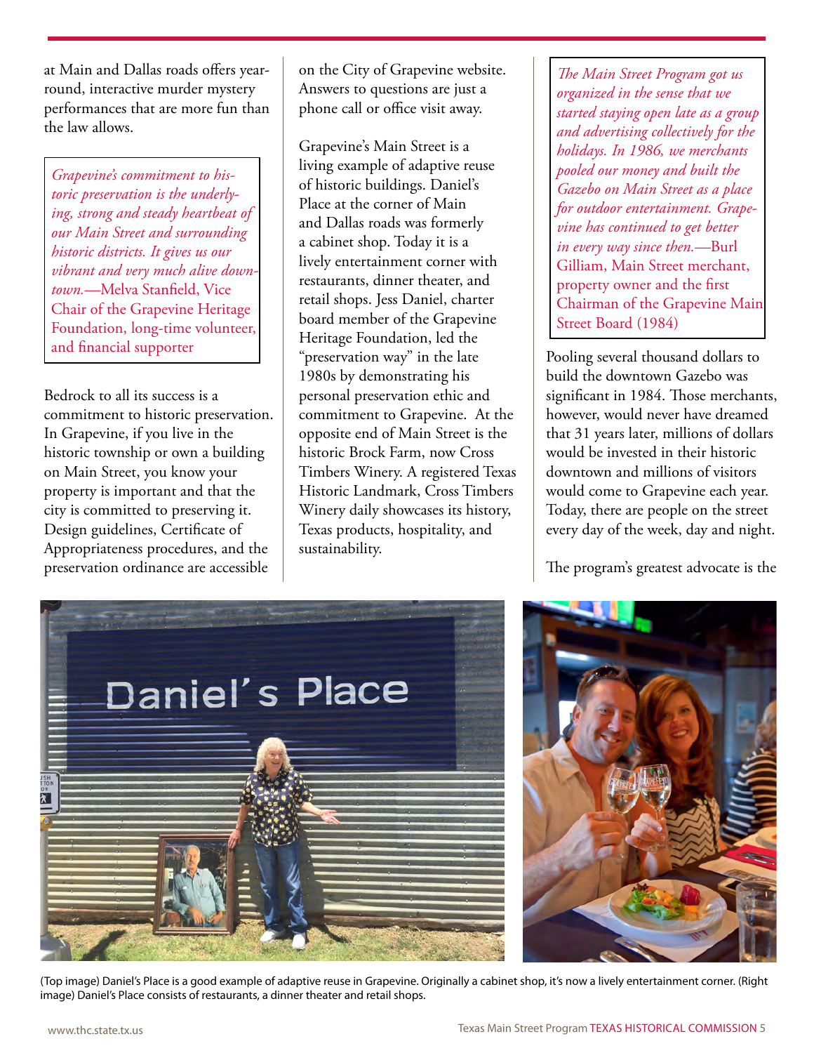at Main and Dallas roads offers year-round, interactive murder mystery performances that are more fun than the law allows.

> *Grapevine's commitment to historic preservation is the underlying, strong and steady heartbeat of our Main Street and surrounding historic districts. It gives us our vibrant and very much alive downtown.*—Melva Stanfield, Vice Chair of the Grapevine Heritage Foundation, long-time volunteer, and financial supporter

Bedrock to all its success is a commitment to historic preservation. In Grapevine, if you live in the historic township or own a building on Main Street, you know your property is important and that the city is committed to preserving it. Design guidelines, Certificate of Appropriateness procedures, and the preservation ordinance are accessible on the City of Grapevine website. Answers to questions are just a phone call or office visit away.

Grapevine's Main Street is a living example of adaptive reuse of historic buildings. Daniel's Place at the corner of Main and Dallas roads was formerly a cabinet shop. Today it is a lively entertainment corner with restaurants, dinner theater, and retail shops. Jess Daniel, charter board member of the Grapevine Heritage Foundation, led the "preservation way" in the late 1980s by demonstrating his personal preservation ethic and commitment to Grapevine. At the opposite end of Main Street is the historic Brock Farm, now Cross Timbers Winery. A registered Texas Historic Landmark, Cross Timbers Winery daily showcases its history, Texas products, hospitality, and sustainability.

> *The Main Street Program got us organized in the sense that we started staying open late as a group and advertising collectively for the holidays. In 1986, we merchants pooled our money and built the Gazebo on Main Street as a place for outdoor entertainment. Grapevine has continued to get better in every way since then.*—Burl Gilliam, Main Street merchant, property owner and the first Chairman of the Grapevine Main Street Board (1984)

Pooling several thousand dollars to build the downtown Gazebo was significant in 1984. Those merchants, however, would never have dreamed that 31 years later, millions of dollars would be invested in their historic downtown and millions of visitors would come to Grapevine each year. Today, there are people on the street every day of the week, day and night.

The program's greatest advocate is the

(Top image) Daniel's Place is a good example of adaptive reuse in Grapevine. Originally a cabinet shop, it's now a lively entertainment corner. (Right image) Daniel's Place consists of restaurants, a dinner theater and retail shops.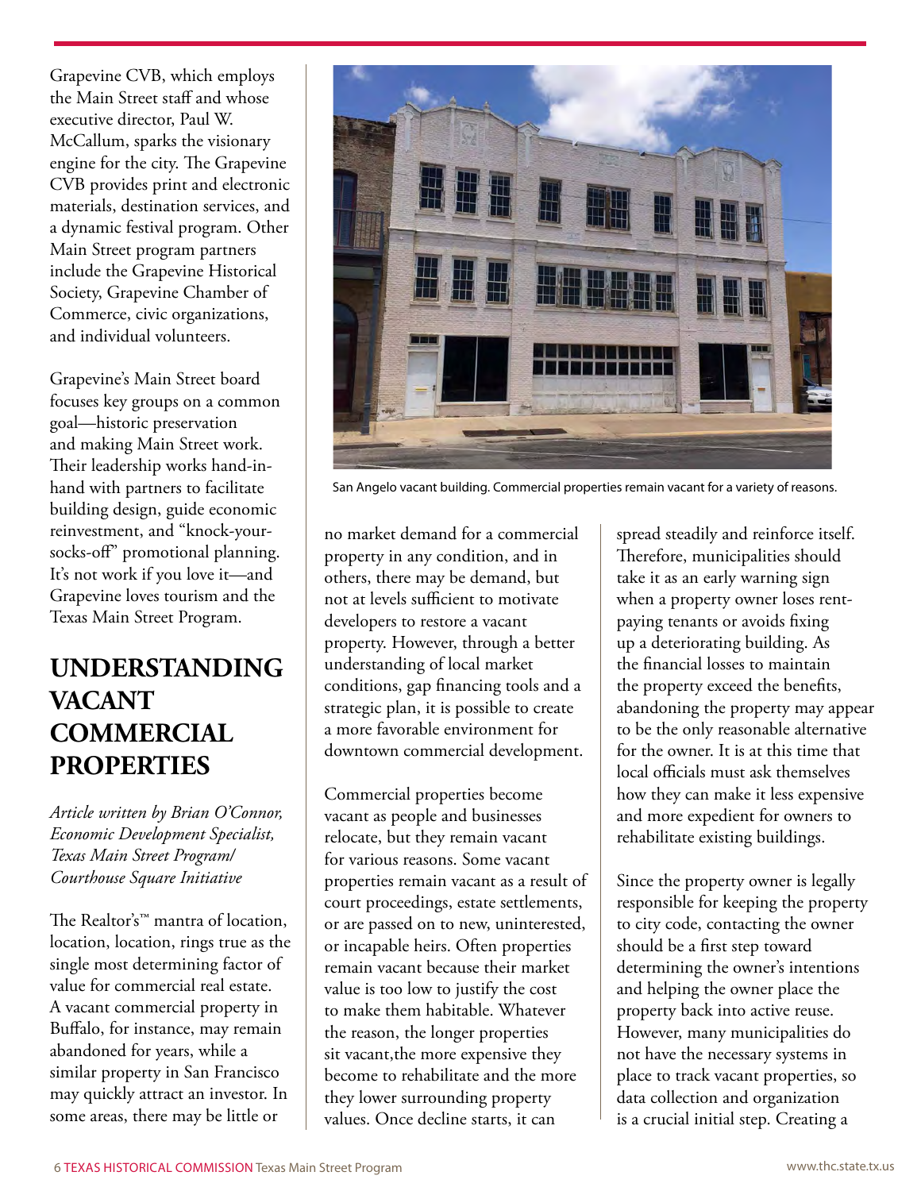Grapevine CVB, which employs the Main Street staff and whose executive director, Paul W. McCallum, sparks the visionary engine for the city. The Grapevine CVB provides print and electronic materials, destination services, and a dynamic festival program. Other Main Street program partners include the Grapevine Historical Society, Grapevine Chamber of Commerce, civic organizations, and individual volunteers.

Grapevine's Main Street board focuses key groups on a common goal—historic preservation and making Main Street work. Their leadership works hand-in-hand with partners to facilitate building design, guide economic reinvestment, and "knock-your-socks-off" promotional planning. It's not work if you love it—and Grapevine loves tourism and the Texas Main Street Program.

## UNDERSTANDING VACANT COMMERCIAL PROPERTIES

*Article written by Brian O'Connor, Economic Development Specialist, Texas Main Street Program/ Courthouse Square Initiative*

The Realtor's™ mantra of location, location, location, rings true as the single most determining factor of value for commercial real estate. A vacant commercial property in Buffalo, for instance, may remain abandoned for years, while a similar property in San Francisco may quickly attract an investor. In some areas, there may be little or no market demand for a commercial property in any condition, and in others, there may be demand, but not at levels sufficient to motivate developers to restore a vacant property. However, through a better understanding of local market conditions, gap financing tools and a strategic plan, it is possible to create a more favorable environment for downtown commercial development.

San Angelo vacant building. Commercial properties remain vacant for a variety of reasons.

Commercial properties become vacant as people and businesses relocate, but they remain vacant for various reasons. Some vacant properties remain vacant as a result of court proceedings, estate settlements, or are passed on to new, uninterested, or incapable heirs. Often properties remain vacant because their market value is too low to justify the cost to make them habitable. Whatever the reason, the longer properties sit vacant,the more expensive they become to rehabilitate and the more they lower surrounding property values. Once decline starts, it can spread steadily and reinforce itself. Therefore, municipalities should take it as an early warning sign when a property owner loses rent-paying tenants or avoids fixing up a deteriorating building. As the financial losses to maintain the property exceed the benefits, abandoning the property may appear to be the only reasonable alternative for the owner. It is at this time that local officials must ask themselves how they can make it less expensive and more expedient for owners to rehabilitate existing buildings.

Since the property owner is legally responsible for keeping the property to city code, contacting the owner should be a first step toward determining the owner's intentions and helping the owner place the property back into active reuse. However, many municipalities do not have the necessary systems in place to track vacant properties, so data collection and organization is a crucial initial step. Creating a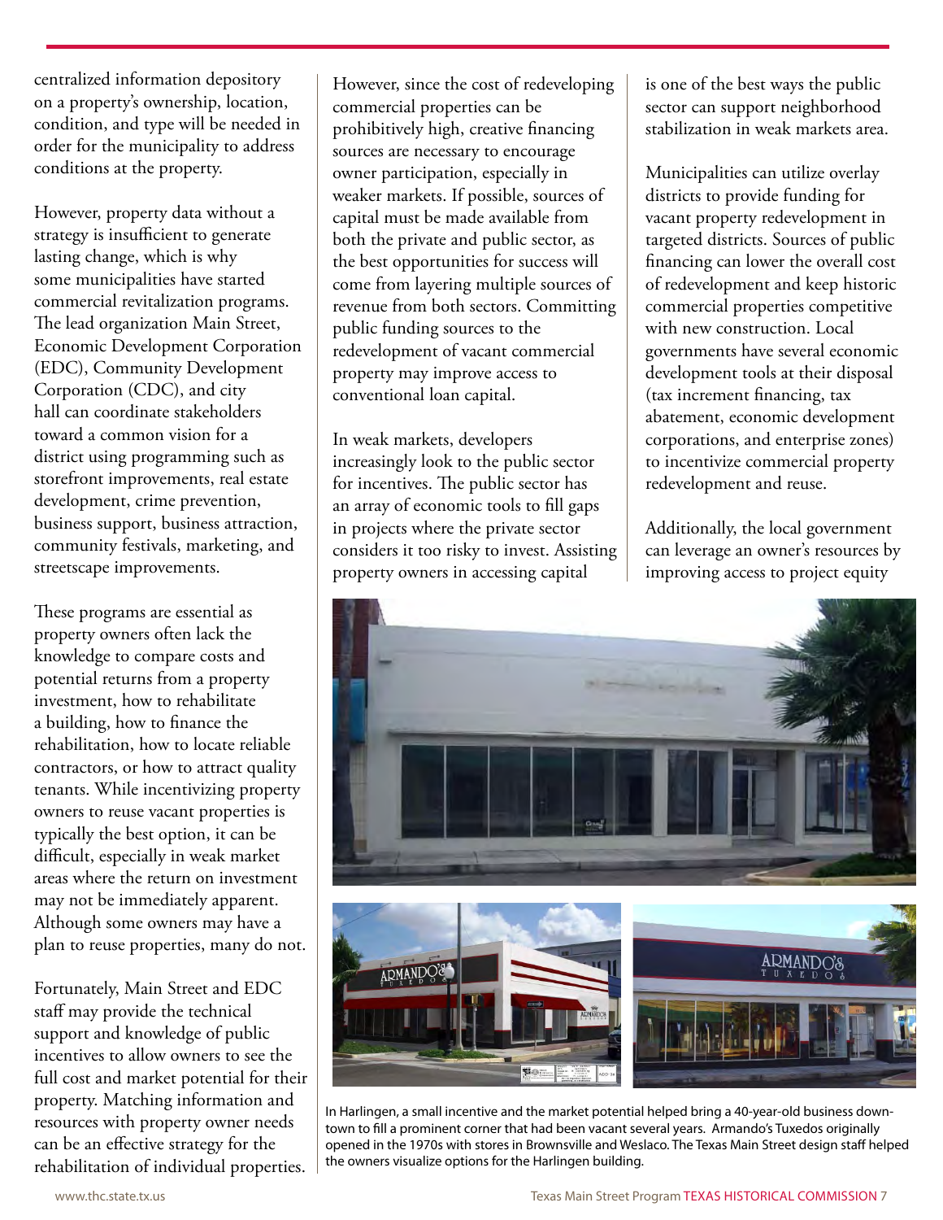centralized information depository on a property's ownership, location, condition, and type will be needed in order for the municipality to address conditions at the property.

However, property data without a strategy is insufficient to generate lasting change, which is why some municipalities have started commercial revitalization programs. The lead organization Main Street, Economic Development Corporation (EDC), Community Development Corporation (CDC), and city hall can coordinate stakeholders toward a common vision for a district using programming such as storefront improvements, real estate development, crime prevention, business support, business attraction, community festivals, marketing, and streetscape improvements.

These programs are essential as property owners often lack the knowledge to compare costs and potential returns from a property investment, how to rehabilitate a building, how to finance the rehabilitation, how to locate reliable contractors, or how to attract quality tenants. While incentivizing property owners to reuse vacant properties is typically the best option, it can be difficult, especially in weak market areas where the return on investment may not be immediately apparent. Although some owners may have a plan to reuse properties, many do not.

Fortunately, Main Street and EDC staff may provide the technical support and knowledge of public incentives to allow owners to see the full cost and market potential for their property. Matching information and resources with property owner needs can be an effective strategy for the rehabilitation of individual properties.

However, since the cost of redeveloping commercial properties can be prohibitively high, creative financing sources are necessary to encourage owner participation, especially in weaker markets. If possible, sources of capital must be made available from both the private and public sector, as the best opportunities for success will come from layering multiple sources of revenue from both sectors. Committing public funding sources to the redevelopment of vacant commercial property may improve access to conventional loan capital.

In weak markets, developers increasingly look to the public sector for incentives. The public sector has an array of economic tools to fill gaps in projects where the private sector considers it too risky to invest. Assisting property owners in accessing capital is one of the best ways the public sector can support neighborhood stabilization in weak markets area.

Municipalities can utilize overlay districts to provide funding for vacant property redevelopment in targeted districts. Sources of public financing can lower the overall cost of redevelopment and keep historic commercial properties competitive with new construction. Local governments have several economic development tools at their disposal (tax increment financing, tax abatement, economic development corporations, and enterprise zones) to incentivize commercial property redevelopment and reuse.

Additionally, the local government can leverage an owner's resources by improving access to project equity

In Harlingen, a small incentive and the market potential helped bring a 40-year-old business downtown to fill a prominent corner that had been vacant several years. Armando's Tuxedos originally opened in the 1970s with stores in Brownsville and Weslaco. The Texas Main Street design staff helped the owners visualize options for the Harlingen building.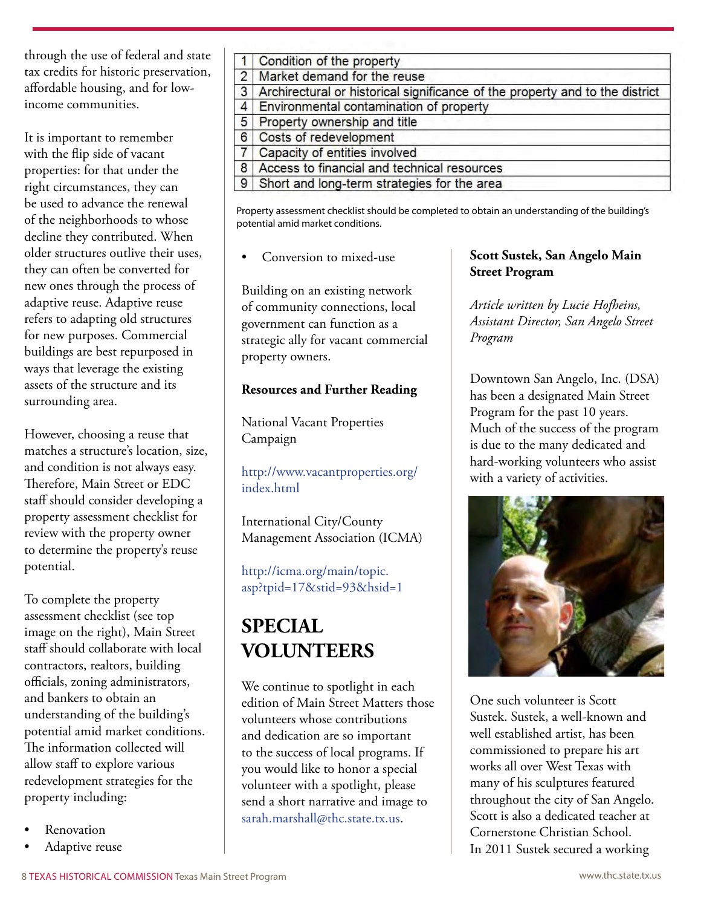through the use of federal and state tax credits for historic preservation, affordable housing, and for low-income communities.

It is important to remember with the flip side of vacant properties: for that under the right circumstances, they can be used to advance the renewal of the neighborhoods to whose decline they contributed. When older structures outlive their uses, they can often be converted for new ones through the process of adaptive reuse. Adaptive reuse refers to adapting old structures for new purposes. Commercial buildings are best repurposed in ways that leverage the existing assets of the structure and its surrounding area.

However, choosing a reuse that matches a structure's location, size, and condition is not always easy. Therefore, Main Street or EDC staff should consider developing a property assessment checklist for review with the property owner to determine the property's reuse potential.

To complete the property assessment checklist (see top image on the right), Main Street staff should collaborate with local contractors, realtors, building officials, zoning administrators, and bankers to obtain an understanding of the building's potential amid market conditions. The information collected will allow staff to explore various redevelopment strategies for the property including:

- Renovation
- Adaptive reuse

| | |
|---|---|
| 1 | Condition of the property |
| 2 | Market demand for the reuse |
| 3 | Archirectural or historical significance of the property and to the district |
| 4 | Environmental contamination of property |
| 5 | Property ownership and title |
| 6 | Costs of redevelopment |
| 7 | Capacity of entities involved |
| 8 | Access to financial and technical resources |
| 9 | Short and long-term strategies for the area |

Property assessment checklist should be completed to obtain an understanding of the building's potential amid market conditions.

- Conversion to mixed-use

Building on an existing network of community connections, local government can function as a strategic ally for vacant commercial property owners.

**Resources and Further Reading**

National Vacant Properties Campaign

http://www.vacantproperties.org/index.html

International City/County Management Association (ICMA)

http://icma.org/main/topic.asp?tpid=17&stid=93&hsid=1

# SPECIAL VOLUNTEERS

We continue to spotlight in each edition of Main Street Matters those volunteers whose contributions and dedication are so important to the success of local programs. If you would like to honor a special volunteer with a spotlight, please send a short narrative and image to sarah.marshall@thc.state.tx.us.

**Scott Sustek, San Angelo Main Street Program**

*Article written by Lucie Hofheins, Assistant Director, San Angelo Street Program*

Downtown San Angelo, Inc. (DSA) has been a designated Main Street Program for the past 10 years. Much of the success of the program is due to the many dedicated and hard-working volunteers who assist with a variety of activities.

One such volunteer is Scott Sustek. Sustek, a well-known and well established artist, has been commissioned to prepare his art works all over West Texas with many of his sculptures featured throughout the city of San Angelo. Scott is also a dedicated teacher at Cornerstone Christian School. In 2011 Sustek secured a working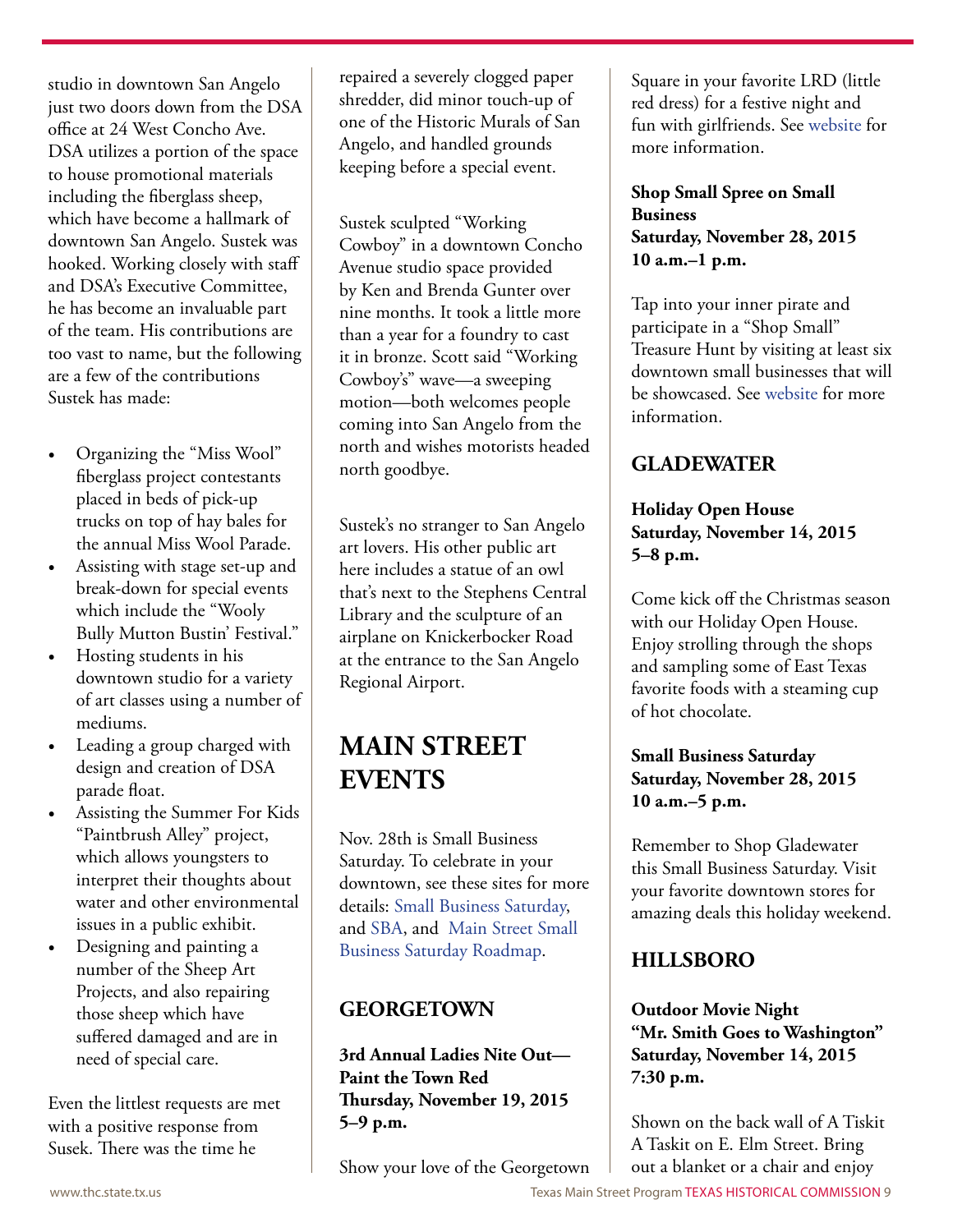studio in downtown San Angelo just two doors down from the DSA office at 24 West Concho Ave. DSA utilizes a portion of the space to house promotional materials including the fiberglass sheep, which have become a hallmark of downtown San Angelo. Sustek was hooked. Working closely with staff and DSA's Executive Committee, he has become an invaluable part of the team. His contributions are too vast to name, but the following are a few of the contributions Sustek has made:

- Organizing the "Miss Wool" fiberglass project contestants placed in beds of pick-up trucks on top of hay bales for the annual Miss Wool Parade.
- Assisting with stage set-up and break-down for special events which include the "Wooly Bully Mutton Bustin' Festival."
- Hosting students in his downtown studio for a variety of art classes using a number of mediums.
- Leading a group charged with design and creation of DSA parade float.
- Assisting the Summer For Kids "Paintbrush Alley" project, which allows youngsters to interpret their thoughts about water and other environmental issues in a public exhibit.
- Designing and painting a number of the Sheep Art Projects, and also repairing those sheep which have suffered damaged and are in need of special care.

Even the littlest requests are met with a positive response from Susek. There was the time he repaired a severely clogged paper shredder, did minor touch-up of one of the Historic Murals of San Angelo, and handled grounds keeping before a special event.

Sustek sculpted "Working Cowboy" in a downtown Concho Avenue studio space provided by Ken and Brenda Gunter over nine months. It took a little more than a year for a foundry to cast it in bronze. Scott said "Working Cowboy's" wave—a sweeping motion—both welcomes people coming into San Angelo from the north and wishes motorists headed north goodbye.

Sustek's no stranger to San Angelo art lovers. His other public art here includes a statue of an owl that's next to the Stephens Central Library and the sculpture of an airplane on Knickerbocker Road at the entrance to the San Angelo Regional Airport.

# MAIN STREET EVENTS

Nov. 28th is Small Business Saturday. To celebrate in your downtown, see these sites for more details: Small Business Saturday, and SBA, and Main Street Small Business Saturday Roadmap.

## GEORGETOWN

**3rd Annual Ladies Nite Out—Paint the Town Red**
**Thursday, November 19, 2015**
**5–9 p.m.**

Show your love of the Georgetown Square in your favorite LRD (little red dress) for a festive night and fun with girlfriends. See website for more information.

**Shop Small Spree on Small Business**
**Saturday, November 28, 2015**
**10 a.m.–1 p.m.**

Tap into your inner pirate and participate in a "Shop Small" Treasure Hunt by visiting at least six downtown small businesses that will be showcased. See website for more information.

## GLADEWATER

**Holiday Open House**
**Saturday, November 14, 2015**
**5–8 p.m.**

Come kick off the Christmas season with our Holiday Open House. Enjoy strolling through the shops and sampling some of East Texas favorite foods with a steaming cup of hot chocolate.

**Small Business Saturday**
**Saturday, November 28, 2015**
**10 a.m.–5 p.m.**

Remember to Shop Gladewater this Small Business Saturday. Visit your favorite downtown stores for amazing deals this holiday weekend.

## HILLSBORO

**Outdoor Movie Night**
**"Mr. Smith Goes to Washington"**
**Saturday, November 14, 2015**
**7:30 p.m.**

Shown on the back wall of A Tiskit A Taskit on E. Elm Street. Bring out a blanket or a chair and enjoy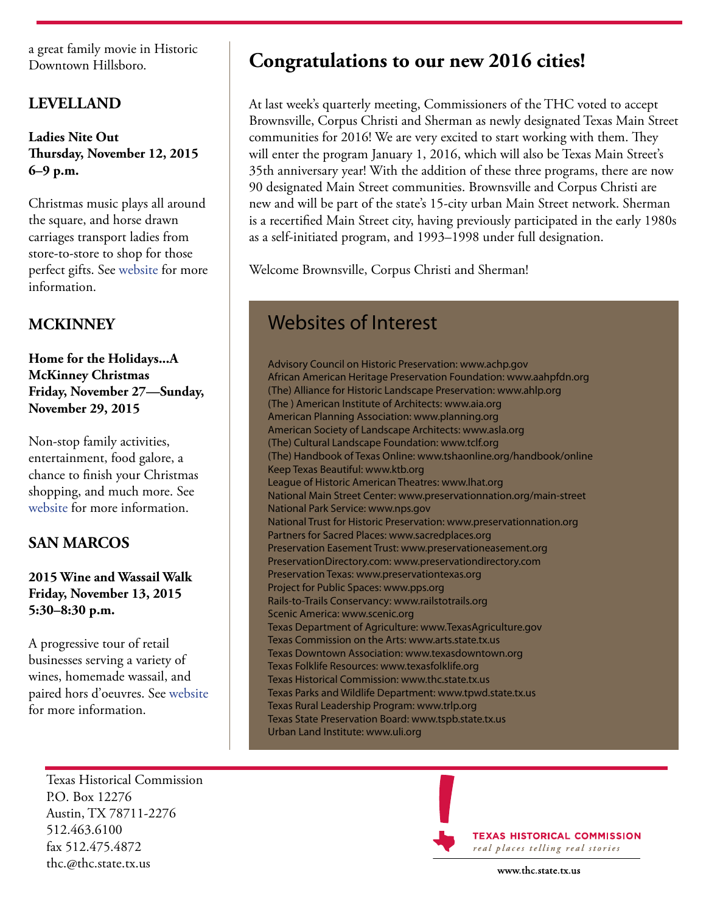a great family movie in Historic Downtown Hillsboro.

## LEVELLAND

**Ladies Nite Out**
**Thursday, November 12, 2015**
**6–9 p.m.**

Christmas music plays all around the square, and horse drawn carriages transport ladies from store-to-store to shop for those perfect gifts. See website for more information.

## MCKINNEY

**Home for the Holidays...A McKinney Christmas**
**Friday, November 27—Sunday, November 29, 2015**

Non-stop family activities, entertainment, food galore, a chance to finish your Christmas shopping, and much more. See website for more information.

## SAN MARCOS

**2015 Wine and Wassail Walk**
**Friday, November 13, 2015**
**5:30–8:30 p.m.**

A progressive tour of retail businesses serving a variety of wines, homemade wassail, and paired hors d'oeuvres. See website for more information.

# Congratulations to our new 2016 cities!

At last week's quarterly meeting, Commissioners of the THC voted to accept Brownsville, Corpus Christi and Sherman as newly designated Texas Main Street communities for 2016! We are very excited to start working with them. They will enter the program January 1, 2016, which will also be Texas Main Street's 35th anniversary year! With the addition of these three programs, there are now 90 designated Main Street communities. Brownsville and Corpus Christi are new and will be part of the state's 15-city urban Main Street network. Sherman is a recertified Main Street city, having previously participated in the early 1980s as a self-initiated program, and 1993–1998 under full designation.

Welcome Brownsville, Corpus Christi and Sherman!

## Websites of Interest

Advisory Council on Historic Preservation: www.achp.gov
African American Heritage Preservation Foundation: www.aahpfdn.org
(The) Alliance for Historic Landscape Preservation: www.ahlp.org
(The ) American Institute of Architects: www.aia.org
American Planning Association: www.planning.org
American Society of Landscape Architects: www.asla.org
(The) Cultural Landscape Foundation: www.tclf.org
(The) Handbook of Texas Online: www.tshaonline.org/handbook/online
Keep Texas Beautiful: www.ktb.org
League of Historic American Theatres: www.lhat.org
National Main Street Center: www.preservationnation.org/main-street
National Park Service: www.nps.gov
National Trust for Historic Preservation: www.preservationnation.org
Partners for Sacred Places: www.sacredplaces.org
Preservation Easement Trust: www.preservationeasement.org
PreservationDirectory.com: www.preservationdirectory.com
Preservation Texas: www.preservationtexas.org
Project for Public Spaces: www.pps.org
Rails-to-Trails Conservancy: www.railstotrails.org
Scenic America: www.scenic.org
Texas Department of Agriculture: www.TexasAgriculture.gov
Texas Commission on the Arts: www.arts.state.tx.us
Texas Downtown Association: www.texasdowntown.org
Texas Folklife Resources: www.texasfolklife.org
Texas Historical Commission: www.thc.state.tx.us
Texas Parks and Wildlife Department: www.tpwd.state.tx.us
Texas Rural Leadership Program: www.trlp.org
Texas State Preservation Board: www.tspb.state.tx.us
Urban Land Institute: www.uli.org

Texas Historical Commission
P.O. Box 12276
Austin, TX 78711-2276
512.463.6100
fax 512.475.4872
thc.@thc.state.tx.us

TEXAS HISTORICAL COMMISSION
*real places telling real stories*

www.thc.state.tx.us